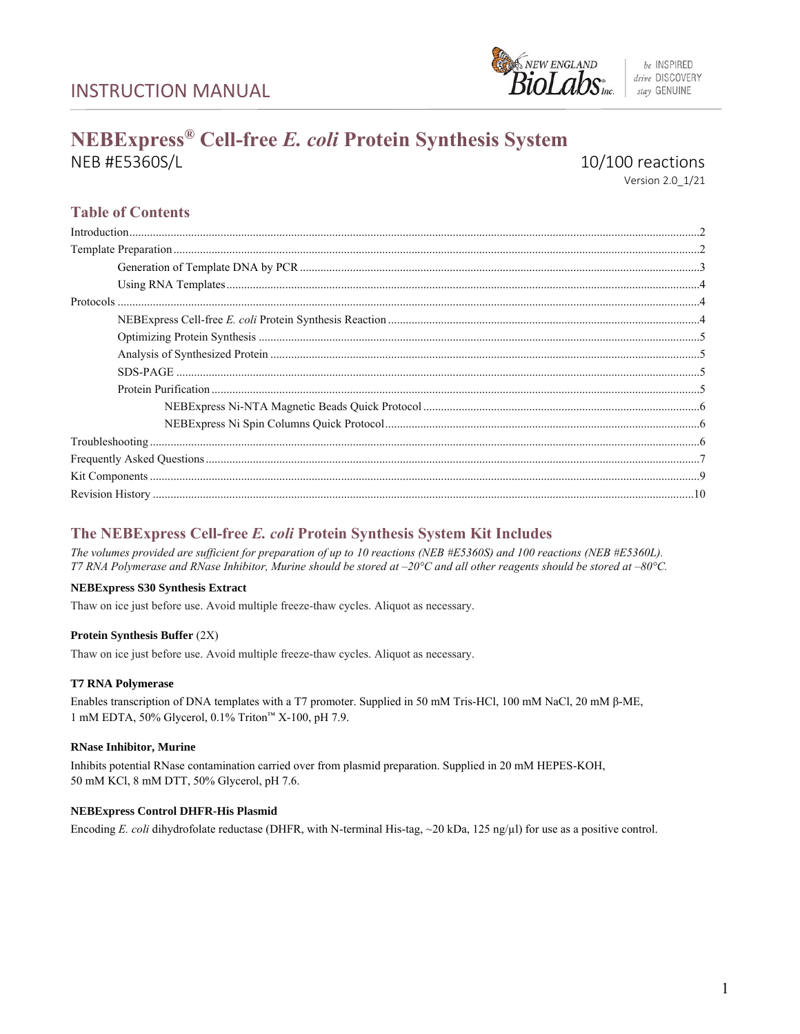INSTRUCTION MANUAL

# NEBExpress® Cell-free *E. coli* Protein Synthesis System

NEB #E5360S/L

10/100 reactions

Version 2.0_1/21

## Table of Contents

- Introduction ... 2
- Template Preparation ... 2
  - Generation of Template DNA by PCR ... 3
  - Using RNA Templates ... 4
- Protocols ... 4
  - NEBExpress Cell-free *E. coli* Protein Synthesis Reaction ... 4
  - Optimizing Protein Synthesis ... 5
  - Analysis of Synthesized Protein ... 5
  - SDS-PAGE ... 5
  - Protein Purification ... 5
    - NEBExpress Ni-NTA Magnetic Beads Quick Protocol ... 6
    - NEBExpress Ni Spin Columns Quick Protocol ... 6
- Troubleshooting ... 6
- Frequently Asked Questions ... 7
- Kit Components ... 9
- Revision History ... 10

## The NEBExpress Cell-free *E. coli* Protein Synthesis System Kit Includes

*The volumes provided are sufficient for preparation of up to 10 reactions (NEB #E5360S) and 100 reactions (NEB #E5360L). T7 RNA Polymerase and RNase Inhibitor, Murine should be stored at –20°C and all other reagents should be stored at –80°C.*

**NEBExpress S30 Synthesis Extract**

Thaw on ice just before use. Avoid multiple freeze-thaw cycles. Aliquot as necessary.

**Protein Synthesis Buffer** (2X)

Thaw on ice just before use. Avoid multiple freeze-thaw cycles. Aliquot as necessary.

**T7 RNA Polymerase**

Enables transcription of DNA templates with a T7 promoter. Supplied in 50 mM Tris-HCl, 100 mM NaCl, 20 mM β-ME, 1 mM EDTA, 50% Glycerol, 0.1% Triton™ X-100, pH 7.9.

**RNase Inhibitor, Murine**

Inhibits potential RNase contamination carried over from plasmid preparation. Supplied in 20 mM HEPES-KOH, 50 mM KCl, 8 mM DTT, 50% Glycerol, pH 7.6.

**NEBExpress Control DHFR-His Plasmid**

Encoding *E. coli* dihydrofolate reductase (DHFR, with N-terminal His-tag, ~20 kDa, 125 ng/µl) for use as a positive control.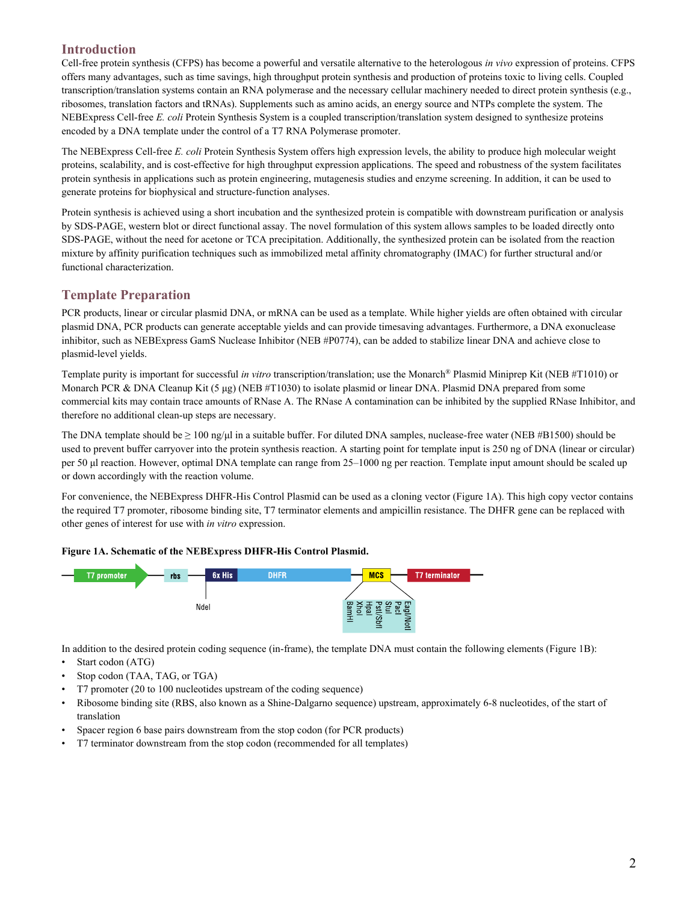## Introduction

Cell-free protein synthesis (CFPS) has become a powerful and versatile alternative to the heterologous *in vivo* expression of proteins. CFPS offers many advantages, such as time savings, high throughput protein synthesis and production of proteins toxic to living cells. Coupled transcription/translation systems contain an RNA polymerase and the necessary cellular machinery needed to direct protein synthesis (e.g., ribosomes, translation factors and tRNAs). Supplements such as amino acids, an energy source and NTPs complete the system. The NEBExpress Cell-free *E. coli* Protein Synthesis System is a coupled transcription/translation system designed to synthesize proteins encoded by a DNA template under the control of a T7 RNA Polymerase promoter.

The NEBExpress Cell-free *E. coli* Protein Synthesis System offers high expression levels, the ability to produce high molecular weight proteins, scalability, and is cost-effective for high throughput expression applications. The speed and robustness of the system facilitates protein synthesis in applications such as protein engineering, mutagenesis studies and enzyme screening. In addition, it can be used to generate proteins for biophysical and structure-function analyses.

Protein synthesis is achieved using a short incubation and the synthesized protein is compatible with downstream purification or analysis by SDS-PAGE, western blot or direct functional assay. The novel formulation of this system allows samples to be loaded directly onto SDS-PAGE, without the need for acetone or TCA precipitation. Additionally, the synthesized protein can be isolated from the reaction mixture by affinity purification techniques such as immobilized metal affinity chromatography (IMAC) for further structural and/or functional characterization.

## Template Preparation

PCR products, linear or circular plasmid DNA, or mRNA can be used as a template. While higher yields are often obtained with circular plasmid DNA, PCR products can generate acceptable yields and can provide timesaving advantages. Furthermore, a DNA exonuclease inhibitor, such as NEBExpress GamS Nuclease Inhibitor (NEB #P0774), can be added to stabilize linear DNA and achieve close to plasmid-level yields.

Template purity is important for successful *in vitro* transcription/translation; use the Monarch® Plasmid Miniprep Kit (NEB #T1010) or Monarch PCR & DNA Cleanup Kit (5 μg) (NEB #T1030) to isolate plasmid or linear DNA. Plasmid DNA prepared from some commercial kits may contain trace amounts of RNase A. The RNase A contamination can be inhibited by the supplied RNase Inhibitor, and therefore no additional clean-up steps are necessary.

The DNA template should be ≥ 100 ng/μl in a suitable buffer. For diluted DNA samples, nuclease-free water (NEB #B1500) should be used to prevent buffer carryover into the protein synthesis reaction. A starting point for template input is 250 ng of DNA (linear or circular) per 50 μl reaction. However, optimal DNA template can range from 25–1000 ng per reaction. Template input amount should be scaled up or down accordingly with the reaction volume.

For convenience, the NEBExpress DHFR-His Control Plasmid can be used as a cloning vector (Figure 1A). This high copy vector contains the required T7 promoter, ribosome binding site, T7 terminator elements and ampicillin resistance. The DHFR gene can be replaced with other genes of interest for use with *in vitro* expression.

**Figure 1A. Schematic of the NEBExpress DHFR-His Control Plasmid.**

T7 promoter — rbs — 6x His — DHFR — MCS — T7 terminator

NdeI

BamHI, XhoI, HpaI, PstI/SbfI, StuI, PacI, EagI/NotI

In addition to the desired protein coding sequence (in-frame), the template DNA must contain the following elements (Figure 1B):

- Start codon (ATG)
- Stop codon (TAA, TAG, or TGA)
- T7 promoter (20 to 100 nucleotides upstream of the coding sequence)
- Ribosome binding site (RBS, also known as a Shine-Dalgarno sequence) upstream, approximately 6-8 nucleotides, of the start of translation
- Spacer region 6 base pairs downstream from the stop codon (for PCR products)
- T7 terminator downstream from the stop codon (recommended for all templates)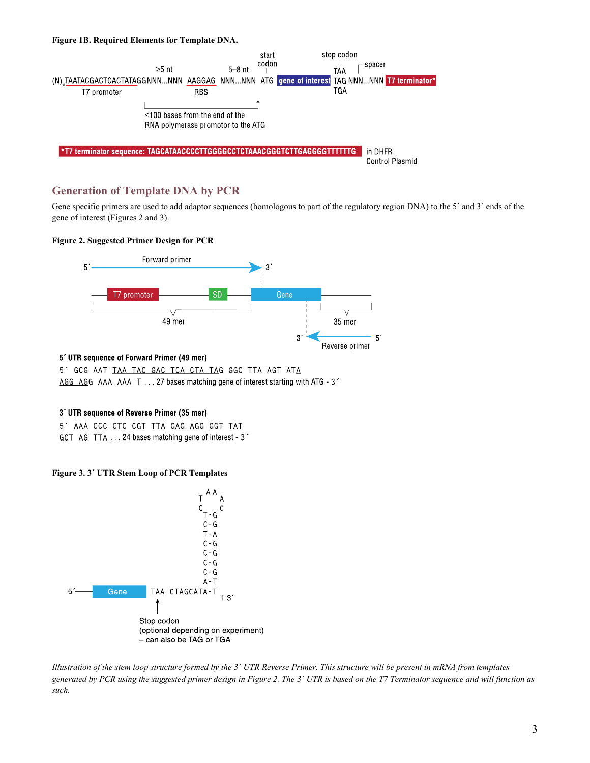**Figure 1B. Required Elements for Template DNA.**

```
                                  ≥5 nt          5–8 nt   start      stop codon
                                                          codon         TAA  ┌ spacer
(N)6TAATACGACTCACTATAGGNNN...NNN  AAGGAG  NNN...NNN  ATG  gene of interest  TAG NNN...NNN  T7 terminator*
        T7 promoter                 RBS                                      TGA

     ≤100 bases from the end of the
     RNA polymerase promotor to the ATG
```

*T7 terminator sequence: TAGCATAACCCCTTGGGGCCTCTAAACGGGTCTTGAGGGGTTTTTTG in DHFR Control Plasmid

## Generation of Template DNA by PCR

Gene specific primers are used to add adaptor sequences (homologous to part of the regulatory region DNA) to the 5′ and 3′ ends of the gene of interest (Figures 2 and 3).

**Figure 2. Suggested Primer Design for PCR**

Forward primer (5′ → 3′); T7 promoter, SD, Gene; 49 mer; 35 mer; Reverse primer (3′ ← 5′)

**5′ UTR sequence of Forward Primer (49 mer)**

5′ GCG AAT TAA TAC GAC TCA CTA TAG GGC TTA AGT ATA AGG AGG AAA AAA T . . . 27 bases matching gene of interest starting with ATG - 3′

**3′ UTR sequence of Reverse Primer (35 mer)**

5′ AAA CCC CTC CGT TTA GAG AGG GGT TAT GCT AG TTA . . . 24 bases matching gene of interest - 3′

**Figure 3. 3′ UTR Stem Loop of PCR Templates**

```
                          A A
                        T     A
                        C     C
                         T·G
                         C-G
                         T-A
                         C-G
                         C-G
                         C-G
                         C-G
                         A-T
5′──[ Gene ]  TAA  CTAGCATA-T
                              T 3′
               ↑
          Stop codon
          (optional depending on experiment)
          – can also be TAG or TGA
```

*Illustration of the stem loop structure formed by the 3′ UTR Reverse Primer. This structure will be present in mRNA from templates generated by PCR using the suggested primer design in Figure 2. The 3′ UTR is based on the T7 Terminator sequence and will function as such.*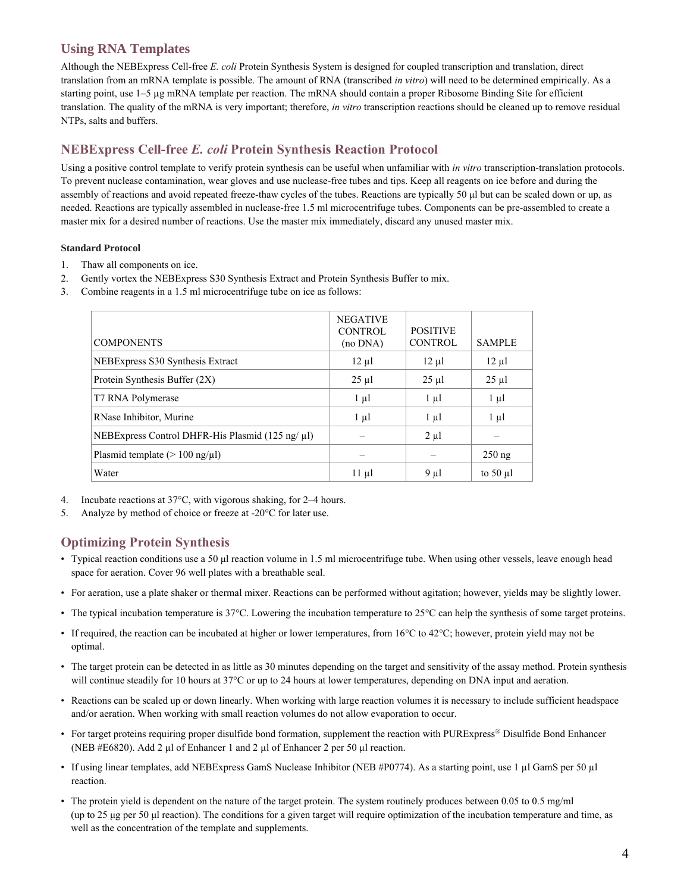## Using RNA Templates

Although the NEBExpress Cell-free *E. coli* Protein Synthesis System is designed for coupled transcription and translation, direct translation from an mRNA template is possible. The amount of RNA (transcribed *in vitro*) will need to be determined empirically. As a starting point, use 1–5 µg mRNA template per reaction. The mRNA should contain a proper Ribosome Binding Site for efficient translation. The quality of the mRNA is very important; therefore, *in vitro* transcription reactions should be cleaned up to remove residual NTPs, salts and buffers.

## NEBExpress Cell-free *E. coli* Protein Synthesis Reaction Protocol

Using a positive control template to verify protein synthesis can be useful when unfamiliar with *in vitro* transcription-translation protocols. To prevent nuclease contamination, wear gloves and use nuclease-free tubes and tips. Keep all reagents on ice before and during the assembly of reactions and avoid repeated freeze-thaw cycles of the tubes. Reactions are typically 50 µl but can be scaled down or up, as needed. Reactions are typically assembled in nuclease-free 1.5 ml microcentrifuge tubes. Components can be pre-assembled to create a master mix for a desired number of reactions. Use the master mix immediately, discard any unused master mix.

**Standard Protocol**

1. Thaw all components on ice.
2. Gently vortex the NEBExpress S30 Synthesis Extract and Protein Synthesis Buffer to mix.
3. Combine reagents in a 1.5 ml microcentrifuge tube on ice as follows:

| COMPONENTS | NEGATIVE CONTROL (no DNA) | POSITIVE CONTROL | SAMPLE |
|---|---|---|---|
| NEBExpress S30 Synthesis Extract | 12 µl | 12 µl | 12 µl |
| Protein Synthesis Buffer (2X) | 25 µl | 25 µl | 25 µl |
| T7 RNA Polymerase | 1 µl | 1 µl | 1 µl |
| RNase Inhibitor, Murine | 1 µl | 1 µl | 1 µl |
| NEBExpress Control DHFR-His Plasmid (125 ng/ µl) | – | 2 µl | – |
| Plasmid template (> 100 ng/µl) | – | – | 250 ng |
| Water | 11 µl | 9 µl | to 50 µl |

4. Incubate reactions at 37°C, with vigorous shaking, for 2–4 hours.
5. Analyze by method of choice or freeze at -20°C for later use.

## Optimizing Protein Synthesis

- Typical reaction conditions use a 50 µl reaction volume in 1.5 ml microcentrifuge tube. When using other vessels, leave enough head space for aeration. Cover 96 well plates with a breathable seal.
- For aeration, use a plate shaker or thermal mixer. Reactions can be performed without agitation; however, yields may be slightly lower.
- The typical incubation temperature is 37°C. Lowering the incubation temperature to 25°C can help the synthesis of some target proteins.
- If required, the reaction can be incubated at higher or lower temperatures, from 16°C to 42°C; however, protein yield may not be optimal.
- The target protein can be detected in as little as 30 minutes depending on the target and sensitivity of the assay method. Protein synthesis will continue steadily for 10 hours at 37°C or up to 24 hours at lower temperatures, depending on DNA input and aeration.
- Reactions can be scaled up or down linearly. When working with large reaction volumes it is necessary to include sufficient headspace and/or aeration. When working with small reaction volumes do not allow evaporation to occur.
- For target proteins requiring proper disulfide bond formation, supplement the reaction with PURExpress® Disulfide Bond Enhancer (NEB #E6820). Add 2 µl of Enhancer 1 and 2 µl of Enhancer 2 per 50 µl reaction.
- If using linear templates, add NEBExpress GamS Nuclease Inhibitor (NEB #P0774). As a starting point, use 1 µl GamS per 50 µl reaction.
- The protein yield is dependent on the nature of the target protein. The system routinely produces between 0.05 to 0.5 mg/ml (up to 25 µg per 50 µl reaction). The conditions for a given target will require optimization of the incubation temperature and time, as well as the concentration of the template and supplements.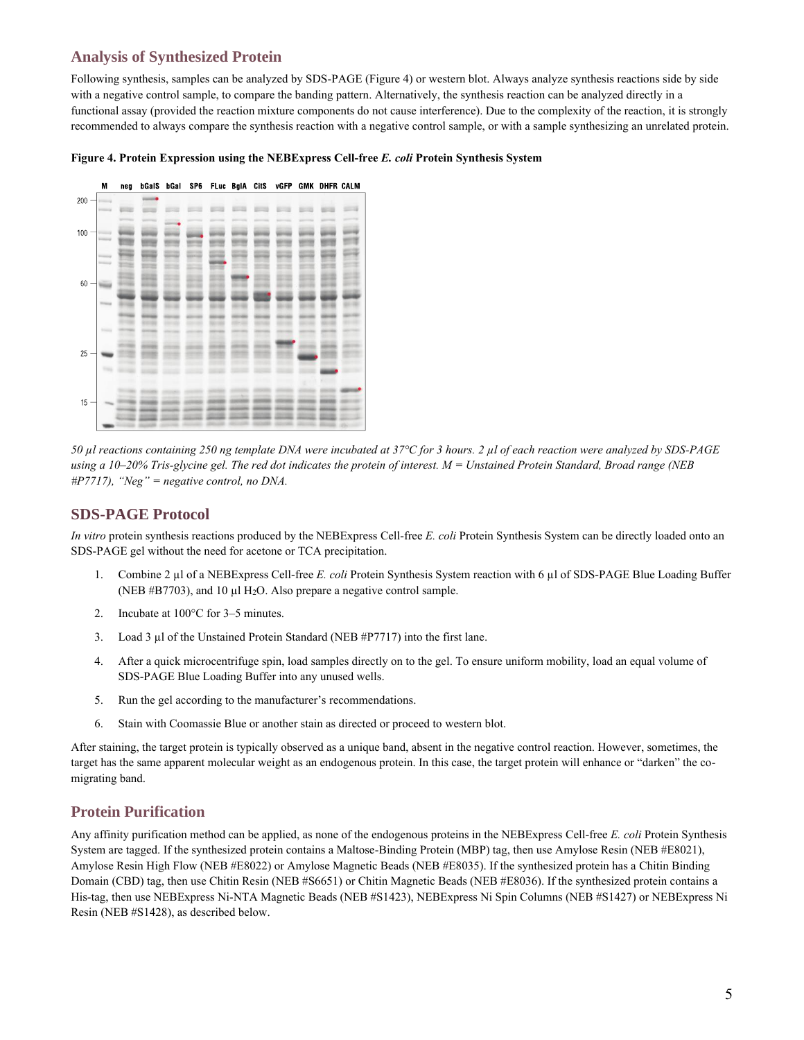## Analysis of Synthesized Protein

Following synthesis, samples can be analyzed by SDS-PAGE (Figure 4) or western blot. Always analyze synthesis reactions side by side with a negative control sample, to compare the banding pattern. Alternatively, the synthesis reaction can be analyzed directly in a functional assay (provided the reaction mixture components do not cause interference). Due to the complexity of the reaction, it is strongly recommended to always compare the synthesis reaction with a negative control sample, or with a sample synthesizing an unrelated protein.

**Figure 4. Protein Expression using the NEBExpress Cell-free *E. coli* Protein Synthesis System**

*50 µl reactions containing 250 ng template DNA were incubated at 37°C for 3 hours. 2 µl of each reaction were analyzed by SDS-PAGE using a 10–20% Tris-glycine gel. The red dot indicates the protein of interest. M = Unstained Protein Standard, Broad range (NEB #P7717), "Neg" = negative control, no DNA.*

## SDS-PAGE Protocol

*In vitro* protein synthesis reactions produced by the NEBExpress Cell-free *E. coli* Protein Synthesis System can be directly loaded onto an SDS-PAGE gel without the need for acetone or TCA precipitation.

1. Combine 2 µl of a NEBExpress Cell-free *E. coli* Protein Synthesis System reaction with 6 µl of SDS-PAGE Blue Loading Buffer (NEB #B7703), and 10 µl $H_2O$. Also prepare a negative control sample.
2. Incubate at 100°C for 3–5 minutes.
3. Load 3 µl of the Unstained Protein Standard (NEB #P7717) into the first lane.
4. After a quick microcentrifuge spin, load samples directly on to the gel. To ensure uniform mobility, load an equal volume of SDS-PAGE Blue Loading Buffer into any unused wells.
5. Run the gel according to the manufacturer's recommendations.
6. Stain with Coomassie Blue or another stain as directed or proceed to western blot.

After staining, the target protein is typically observed as a unique band, absent in the negative control reaction. However, sometimes, the target has the same apparent molecular weight as an endogenous protein. In this case, the target protein will enhance or "darken" the co-migrating band.

## Protein Purification

Any affinity purification method can be applied, as none of the endogenous proteins in the NEBExpress Cell-free *E. coli* Protein Synthesis System are tagged. If the synthesized protein contains a Maltose-Binding Protein (MBP) tag, then use Amylose Resin (NEB #E8021), Amylose Resin High Flow (NEB #E8022) or Amylose Magnetic Beads (NEB #E8035). If the synthesized protein has a Chitin Binding Domain (CBD) tag, then use Chitin Resin (NEB #S6651) or Chitin Magnetic Beads (NEB #E8036). If the synthesized protein contains a His-tag, then use NEBExpress Ni-NTA Magnetic Beads (NEB #S1423), NEBExpress Ni Spin Columns (NEB #S1427) or NEBExpress Ni Resin (NEB #S1428), as described below.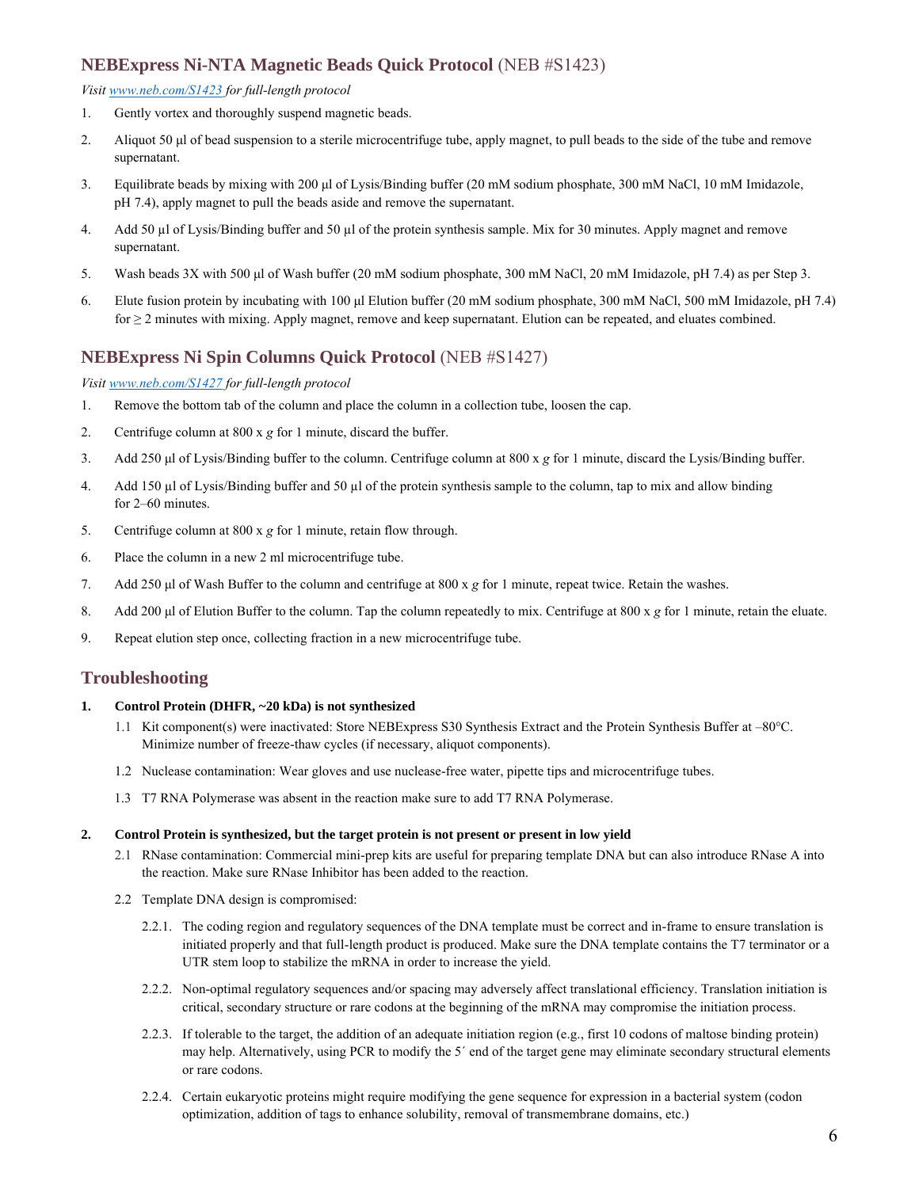## NEBExpress Ni-NTA Magnetic Beads Quick Protocol (NEB #S1423)

*Visit [www.neb.com/S1423](www.neb.com/S1423) for full-length protocol*

1. Gently vortex and thoroughly suspend magnetic beads.
2. Aliquot 50 µl of bead suspension to a sterile microcentrifuge tube, apply magnet, to pull beads to the side of the tube and remove supernatant.
3. Equilibrate beads by mixing with 200 µl of Lysis/Binding buffer (20 mM sodium phosphate, 300 mM NaCl, 10 mM Imidazole, pH 7.4), apply magnet to pull the beads aside and remove the supernatant.
4. Add 50 µl of Lysis/Binding buffer and 50 µl of the protein synthesis sample. Mix for 30 minutes. Apply magnet and remove supernatant.
5. Wash beads 3X with 500 µl of Wash buffer (20 mM sodium phosphate, 300 mM NaCl, 20 mM Imidazole, pH 7.4) as per Step 3.
6. Elute fusion protein by incubating with 100 µl Elution buffer (20 mM sodium phosphate, 300 mM NaCl, 500 mM Imidazole, pH 7.4) for ≥ 2 minutes with mixing. Apply magnet, remove and keep supernatant. Elution can be repeated, and eluates combined.

## NEBExpress Ni Spin Columns Quick Protocol (NEB #S1427)

*Visit [www.neb.com/S1427](www.neb.com/S1427) for full-length protocol*

1. Remove the bottom tab of the column and place the column in a collection tube, loosen the cap.
2. Centrifuge column at 800 x *g* for 1 minute, discard the buffer.
3. Add 250 µl of Lysis/Binding buffer to the column. Centrifuge column at 800 x *g* for 1 minute, discard the Lysis/Binding buffer.
4. Add 150 µl of Lysis/Binding buffer and 50 µl of the protein synthesis sample to the column, tap to mix and allow binding for 2–60 minutes.
5. Centrifuge column at 800 x *g* for 1 minute, retain flow through.
6. Place the column in a new 2 ml microcentrifuge tube.
7. Add 250 µl of Wash Buffer to the column and centrifuge at 800 x *g* for 1 minute, repeat twice. Retain the washes.
8. Add 200 µl of Elution Buffer to the column. Tap the column repeatedly to mix. Centrifuge at 800 x *g* for 1 minute, retain the eluate.
9. Repeat elution step once, collecting fraction in a new microcentrifuge tube.

## Troubleshooting

**1. Control Protein (DHFR, ~20 kDa) is not synthesized**

1.1 Kit component(s) were inactivated: Store NEBExpress S30 Synthesis Extract and the Protein Synthesis Buffer at –80°C. Minimize number of freeze-thaw cycles (if necessary, aliquot components).

1.2 Nuclease contamination: Wear gloves and use nuclease-free water, pipette tips and microcentrifuge tubes.

1.3 T7 RNA Polymerase was absent in the reaction make sure to add T7 RNA Polymerase.

**2. Control Protein is synthesized, but the target protein is not present or present in low yield**

2.1 RNase contamination: Commercial mini-prep kits are useful for preparing template DNA but can also introduce RNase A into the reaction. Make sure RNase Inhibitor has been added to the reaction.

2.2 Template DNA design is compromised:

2.2.1. The coding region and regulatory sequences of the DNA template must be correct and in-frame to ensure translation is initiated properly and that full-length product is produced. Make sure the DNA template contains the T7 terminator or a UTR stem loop to stabilize the mRNA in order to increase the yield.

2.2.2. Non-optimal regulatory sequences and/or spacing may adversely affect translational efficiency. Translation initiation is critical, secondary structure or rare codons at the beginning of the mRNA may compromise the initiation process.

2.2.3. If tolerable to the target, the addition of an adequate initiation region (e.g., first 10 codons of maltose binding protein) may help. Alternatively, using PCR to modify the 5´ end of the target gene may eliminate secondary structural elements or rare codons.

2.2.4. Certain eukaryotic proteins might require modifying the gene sequence for expression in a bacterial system (codon optimization, addition of tags to enhance solubility, removal of transmembrane domains, etc.)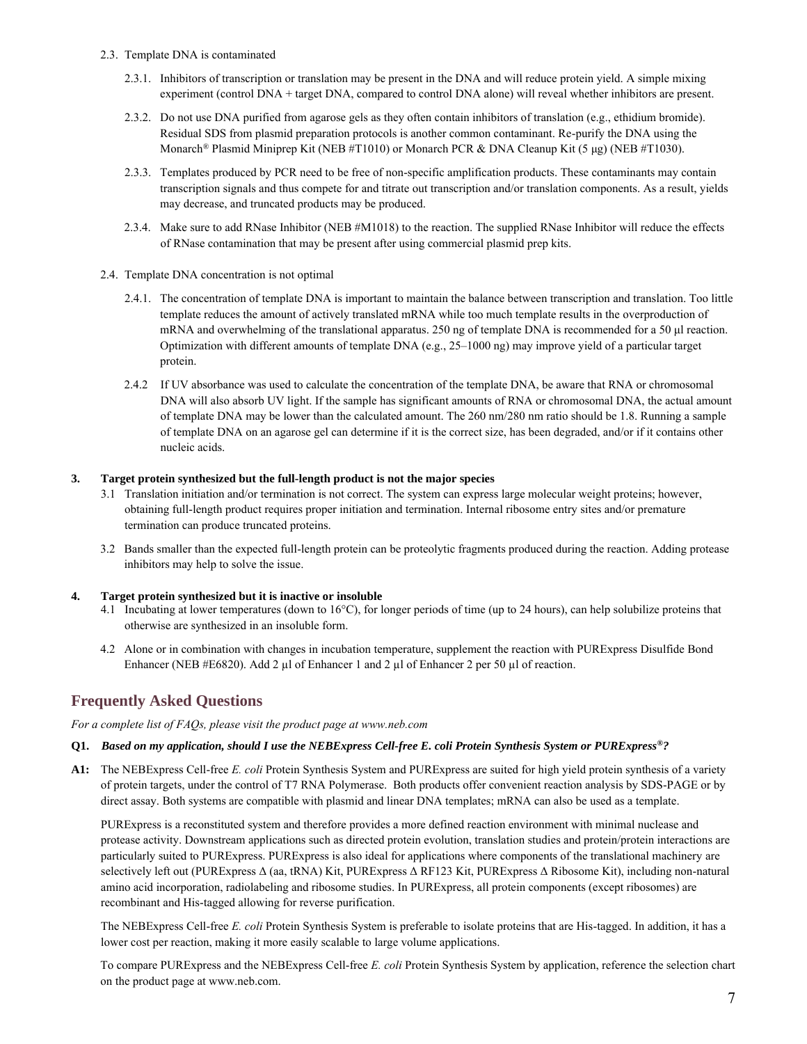2.3. Template DNA is contaminated

2.3.1. Inhibitors of transcription or translation may be present in the DNA and will reduce protein yield. A simple mixing experiment (control DNA + target DNA, compared to control DNA alone) will reveal whether inhibitors are present.

2.3.2. Do not use DNA purified from agarose gels as they often contain inhibitors of translation (e.g., ethidium bromide). Residual SDS from plasmid preparation protocols is another common contaminant. Re-purify the DNA using the Monarch® Plasmid Miniprep Kit (NEB #T1010) or Monarch PCR & DNA Cleanup Kit (5 μg) (NEB #T1030).

2.3.3. Templates produced by PCR need to be free of non-specific amplification products. These contaminants may contain transcription signals and thus compete for and titrate out transcription and/or translation components. As a result, yields may decrease, and truncated products may be produced.

2.3.4. Make sure to add RNase Inhibitor (NEB #M1018) to the reaction. The supplied RNase Inhibitor will reduce the effects of RNase contamination that may be present after using commercial plasmid prep kits.

2.4. Template DNA concentration is not optimal

2.4.1. The concentration of template DNA is important to maintain the balance between transcription and translation. Too little template reduces the amount of actively translated mRNA while too much template results in the overproduction of mRNA and overwhelming of the translational apparatus. 250 ng of template DNA is recommended for a 50 μl reaction. Optimization with different amounts of template DNA (e.g., 25–1000 ng) may improve yield of a particular target protein.

2.4.2 If UV absorbance was used to calculate the concentration of the template DNA, be aware that RNA or chromosomal DNA will also absorb UV light. If the sample has significant amounts of RNA or chromosomal DNA, the actual amount of template DNA may be lower than the calculated amount. The 260 nm/280 nm ratio should be 1.8. Running a sample of template DNA on an agarose gel can determine if it is the correct size, has been degraded, and/or if it contains other nucleic acids.

**3. Target protein synthesized but the full-length product is not the major species**

3.1 Translation initiation and/or termination is not correct. The system can express large molecular weight proteins; however, obtaining full-length product requires proper initiation and termination. Internal ribosome entry sites and/or premature termination can produce truncated proteins.

3.2 Bands smaller than the expected full-length protein can be proteolytic fragments produced during the reaction. Adding protease inhibitors may help to solve the issue.

**4. Target protein synthesized but it is inactive or insoluble**

4.1 Incubating at lower temperatures (down to 16°C), for longer periods of time (up to 24 hours), can help solubilize proteins that otherwise are synthesized in an insoluble form.

4.2 Alone or in combination with changes in incubation temperature, supplement the reaction with PURExpress Disulfide Bond Enhancer (NEB #E6820). Add 2 μl of Enhancer 1 and 2 μl of Enhancer 2 per 50 μl of reaction.

## Frequently Asked Questions

*For a complete list of FAQs, please visit the product page at www.neb.com*

**Q1.** ***Based on my application, should I use the NEBExpress Cell-free E. coli Protein Synthesis System or PURExpress®?***

**A1:** The NEBExpress Cell-free *E. coli* Protein Synthesis System and PURExpress are suited for high yield protein synthesis of a variety of protein targets, under the control of T7 RNA Polymerase. Both products offer convenient reaction analysis by SDS-PAGE or by direct assay. Both systems are compatible with plasmid and linear DNA templates; mRNA can also be used as a template.

PURExpress is a reconstituted system and therefore provides a more defined reaction environment with minimal nuclease and protease activity. Downstream applications such as directed protein evolution, translation studies and protein/protein interactions are particularly suited to PURExpress. PURExpress is also ideal for applications where components of the translational machinery are selectively left out (PURExpress Δ (aa, tRNA) Kit, PURExpress Δ RF123 Kit, PURExpress Δ Ribosome Kit), including non-natural amino acid incorporation, radiolabeling and ribosome studies. In PURExpress, all protein components (except ribosomes) are recombinant and His-tagged allowing for reverse purification.

The NEBExpress Cell-free *E. coli* Protein Synthesis System is preferable to isolate proteins that are His-tagged. In addition, it has a lower cost per reaction, making it more easily scalable to large volume applications.

To compare PURExpress and the NEBExpress Cell-free *E. coli* Protein Synthesis System by application, reference the selection chart on the product page at www.neb.com.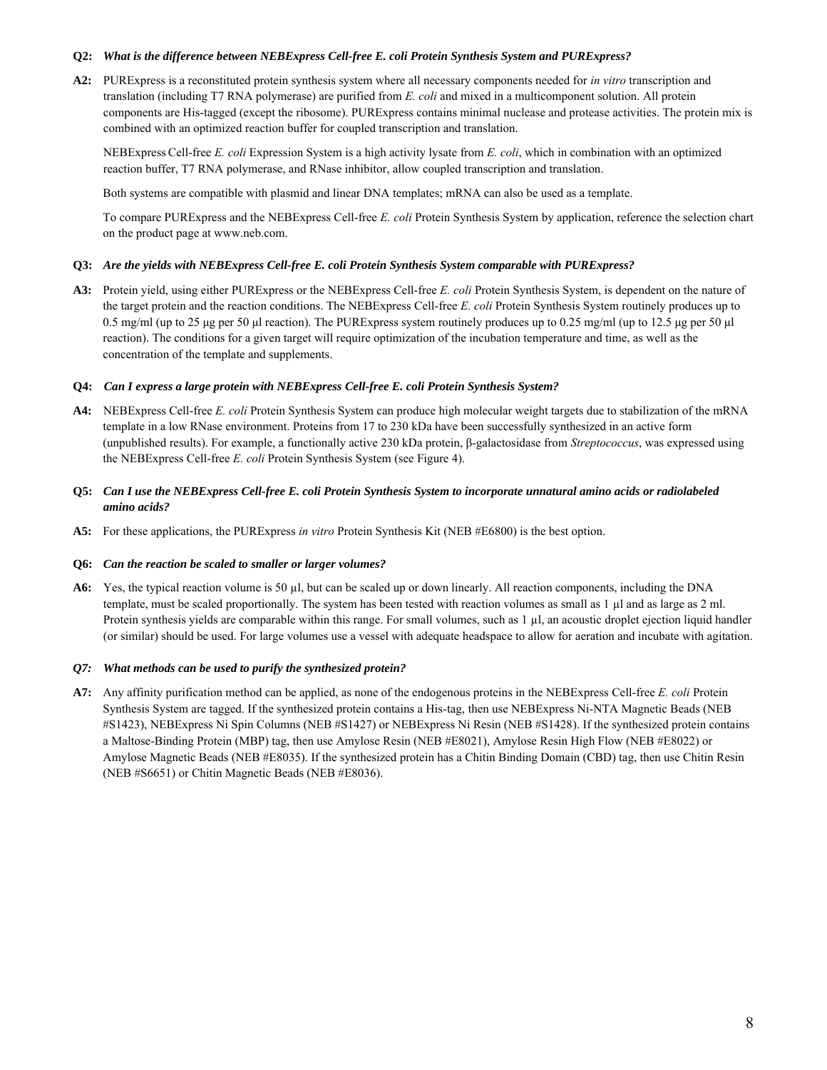**Q2:** ***What is the difference between NEBExpress Cell-free E. coli Protein Synthesis System and PURExpress?***

**A2:** PURExpress is a reconstituted protein synthesis system where all necessary components needed for *in vitro* transcription and translation (including T7 RNA polymerase) are purified from *E. coli* and mixed in a multicomponent solution. All protein components are His-tagged (except the ribosome). PURExpress contains minimal nuclease and protease activities. The protein mix is combined with an optimized reaction buffer for coupled transcription and translation.

NEBExpress Cell-free *E. coli* Expression System is a high activity lysate from *E. coli*, which in combination with an optimized reaction buffer, T7 RNA polymerase, and RNase inhibitor, allow coupled transcription and translation.

Both systems are compatible with plasmid and linear DNA templates; mRNA can also be used as a template.

To compare PURExpress and the NEBExpress Cell-free *E. coli* Protein Synthesis System by application, reference the selection chart on the product page at www.neb.com.

**Q3:** ***Are the yields with NEBExpress Cell-free E. coli Protein Synthesis System comparable with PURExpress?***

**A3:** Protein yield, using either PURExpress or the NEBExpress Cell-free *E. coli* Protein Synthesis System, is dependent on the nature of the target protein and the reaction conditions. The NEBExpress Cell-free *E. coli* Protein Synthesis System routinely produces up to 0.5 mg/ml (up to 25 µg per 50 µl reaction). The PURExpress system routinely produces up to 0.25 mg/ml (up to 12.5 µg per 50 µl reaction). The conditions for a given target will require optimization of the incubation temperature and time, as well as the concentration of the template and supplements.

**Q4:** ***Can I express a large protein with NEBExpress Cell-free E. coli Protein Synthesis System?***

**A4:** NEBExpress Cell-free *E. coli* Protein Synthesis System can produce high molecular weight targets due to stabilization of the mRNA template in a low RNase environment. Proteins from 17 to 230 kDa have been successfully synthesized in an active form (unpublished results). For example, a functionally active 230 kDa protein, β-galactosidase from *Streptococcus*, was expressed using the NEBExpress Cell-free *E. coli* Protein Synthesis System (see Figure 4).

**Q5:** ***Can I use the NEBExpress Cell-free E. coli Protein Synthesis System to incorporate unnatural amino acids or radiolabeled amino acids?***

**A5:** For these applications, the PURExpress *in vitro* Protein Synthesis Kit (NEB #E6800) is the best option.

**Q6:** ***Can the reaction be scaled to smaller or larger volumes?***

**A6:** Yes, the typical reaction volume is 50 µl, but can be scaled up or down linearly. All reaction components, including the DNA template, must be scaled proportionally. The system has been tested with reaction volumes as small as 1 µl and as large as 2 ml. Protein synthesis yields are comparable within this range. For small volumes, such as 1 µl, an acoustic droplet ejection liquid handler (or similar) should be used. For large volumes use a vessel with adequate headspace to allow for aeration and incubate with agitation.

***Q7:*** ***What methods can be used to purify the synthesized protein?***

**A7:** Any affinity purification method can be applied, as none of the endogenous proteins in the NEBExpress Cell-free *E. coli* Protein Synthesis System are tagged. If the synthesized protein contains a His-tag, then use NEBExpress Ni-NTA Magnetic Beads (NEB #S1423), NEBExpress Ni Spin Columns (NEB #S1427) or NEBExpress Ni Resin (NEB #S1428). If the synthesized protein contains a Maltose-Binding Protein (MBP) tag, then use Amylose Resin (NEB #E8021), Amylose Resin High Flow (NEB #E8022) or Amylose Magnetic Beads (NEB #E8035). If the synthesized protein has a Chitin Binding Domain (CBD) tag, then use Chitin Resin (NEB #S6651) or Chitin Magnetic Beads (NEB #E8036).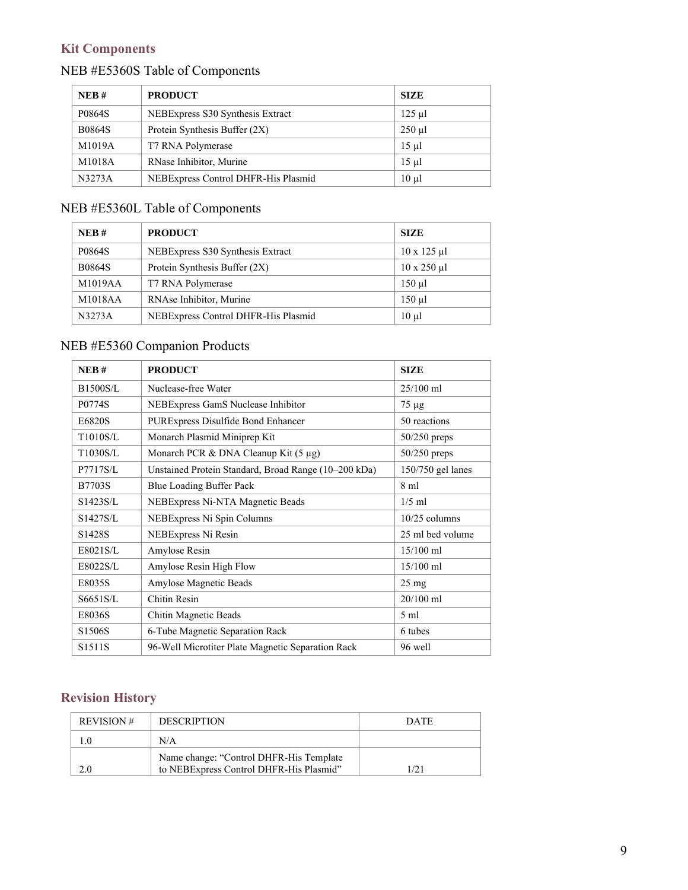## Kit Components

### NEB #E5360S Table of Components

| NEB # | PRODUCT | SIZE |
|---|---|---|
| P0864S | NEBExpress S30 Synthesis Extract | 125 µl |
| B0864S | Protein Synthesis Buffer (2X) | 250 µl |
| M1019A | T7 RNA Polymerase | 15 µl |
| M1018A | RNase Inhibitor, Murine | 15 µl |
| N3273A | NEBExpress Control DHFR-His Plasmid | 10 µl |

### NEB #E5360L Table of Components

| NEB # | PRODUCT | SIZE |
|---|---|---|
| P0864S | NEBExpress S30 Synthesis Extract | 10 x 125 µl |
| B0864S | Protein Synthesis Buffer (2X) | 10 x 250 µl |
| M1019AA | T7 RNA Polymerase | 150 µl |
| M1018AA | RNAse Inhibitor, Murine | 150 µl |
| N3273A | NEBExpress Control DHFR-His Plasmid | 10 µl |

### NEB #E5360 Companion Products

| NEB # | PRODUCT | SIZE |
|---|---|---|
| B1500S/L | Nuclease-free Water | 25/100 ml |
| P0774S | NEBExpress GamS Nuclease Inhibitor | 75 µg |
| E6820S | PURExpress Disulfide Bond Enhancer | 50 reactions |
| T1010S/L | Monarch Plasmid Miniprep Kit | 50/250 preps |
| T1030S/L | Monarch PCR & DNA Cleanup Kit (5 µg) | 50/250 preps |
| P7717S/L | Unstained Protein Standard, Broad Range (10–200 kDa) | 150/750 gel lanes |
| B7703S | Blue Loading Buffer Pack | 8 ml |
| S1423S/L | NEBExpress Ni-NTA Magnetic Beads | 1/5 ml |
| S1427S/L | NEBExpress Ni Spin Columns | 10/25 columns |
| S1428S | NEBExpress Ni Resin | 25 ml bed volume |
| E8021S/L | Amylose Resin | 15/100 ml |
| E8022S/L | Amylose Resin High Flow | 15/100 ml |
| E8035S | Amylose Magnetic Beads | 25 mg |
| S6651S/L | Chitin Resin | 20/100 ml |
| E8036S | Chitin Magnetic Beads | 5 ml |
| S1506S | 6-Tube Magnetic Separation Rack | 6 tubes |
| S1511S | 96-Well Microtiter Plate Magnetic Separation Rack | 96 well |

## Revision History

| REVISION # | DESCRIPTION | DATE |
|---|---|---|
| 1.0 | N/A | |
| 2.0 | Name change: "Control DHFR-His Template to NEBExpress Control DHFR-His Plasmid" | 1/21 |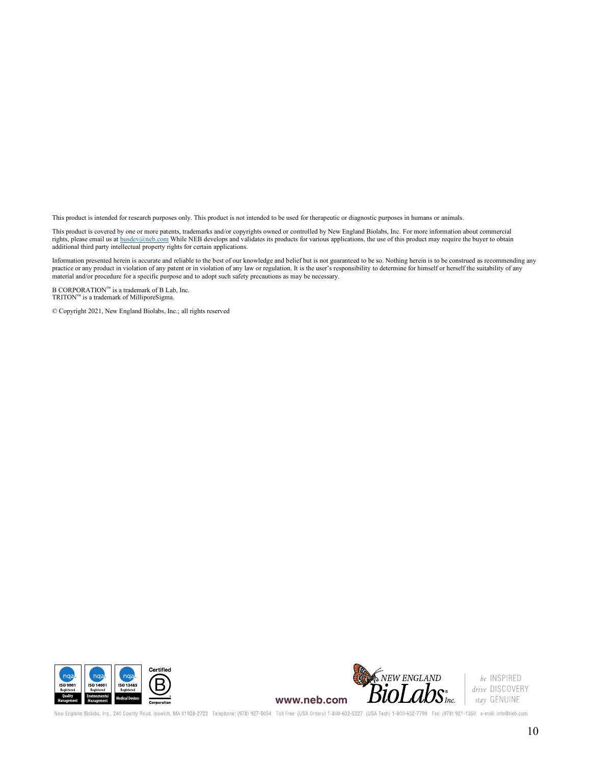This product is intended for research purposes only. This product is not intended to be used for therapeutic or diagnostic purposes in humans or animals.

This product is covered by one or more patents, trademarks and/or copyrights owned or controlled by New England Biolabs, Inc. For more information about commercial rights, please email us at busdev@neb.com While NEB develops and validates its products for various applications, the use of this product may require the buyer to obtain additional third party intellectual property rights for certain applications.

Information presented herein is accurate and reliable to the best of our knowledge and belief but is not guaranteed to be so. Nothing herein is to be construed as recommending any practice or any product in violation of any patent or in violation of any law or regulation. It is the user's responsibility to determine for himself or herself the suitability of any material and/or procedure for a specific purpose and to adopt such safety precautions as may be necessary.

B CORPORATION™ is a trademark of B Lab, Inc.
TRITON™ is a trademark of MilliporeSigma.

© Copyright 2021, New England Biolabs, Inc.; all rights reserved

www.neb.com

New England Biolabs, Inc., 240 County Road, Ipswich, MA 01938-2723 Telephone: (978) 927-5054 Toll Free: (USA Orders) 1-800-632-5227 (USA Tech) 1-800-632-7799 Fax: (978) 921-1350 e-mail: info@neb.com